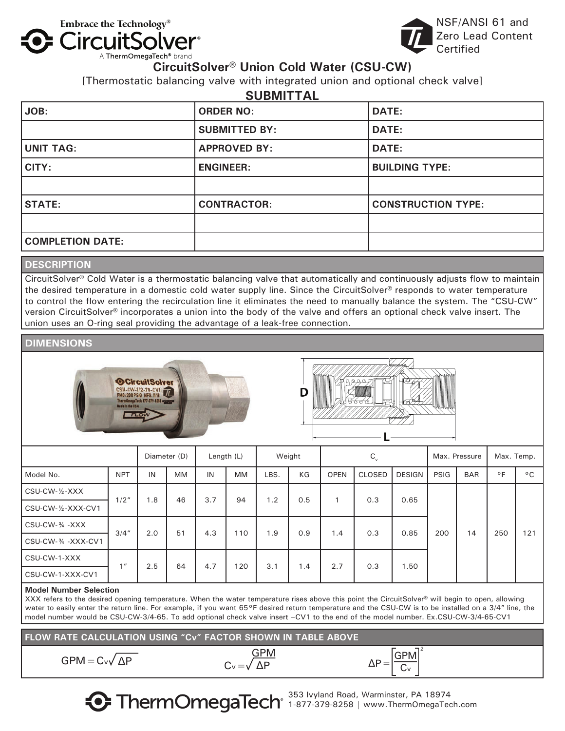Embrace the Technology®

CircuitSolver®

A ThermOmegaTech® brand

NSF/ANSI 61 and Zero Lead Content Certified

# CircuitSolver® Union Cold Water (CSU-CW)

[Thermostatic balancing valve with integrated union and optional check valve]

## SUBMITTAL

| JOB: | ORDER NO: | DATE: |
|---|---|---|
| | SUBMITTED BY: | DATE: |
| UNIT TAG: | APPROVED BY: | DATE: |
| CITY: | ENGINEER: | BUILDING TYPE: |
| | | |
| STATE: | CONTRACTOR: | CONSTRUCTION TYPE: |
| | | |
| COMPLETION DATE: | | |

## DESCRIPTION

CircuitSolver® Cold Water is a thermostatic balancing valve that automatically and continuously adjusts flow to maintain the desired temperature in a domestic cold water supply line. Since the CircuitSolver® responds to water temperature to control the flow entering the recirculation line it eliminates the need to manually balance the system. The "CSU-CW" version CircuitSolver® incorporates a union into the body of the valve and offers an optional check valve insert. The union uses an O-ring seal providing the advantage of a leak-free connection.

## DIMENSIONS

| | | Diameter (D) | | Length (L) | | Weight | | $C_v$ | | | Max. Pressure | | Max. Temp. | |
|---|---|---|---|---|---|---|---|---|---|---|---|---|---|---|
| Model No. | NPT | IN | MM | IN | MM | LBS. | KG | OPEN | CLOSED | DESIGN | PSIG | BAR | °F | °C |
| CSU-CW-½-XXX | 1/2" | 1.8 | 46 | 3.7 | 94 | 1.2 | 0.5 | 1 | 0.3 | 0.65 | 200 | 14 | 250 | 121 |
| CSU-CW-½-XXX-CV1 | | | | | | | | | | | | | | |
| CSU-CW-¾ -XXX | 3/4" | 2.0 | 51 | 4.3 | 110 | 1.9 | 0.9 | 1.4 | 0.3 | 0.85 | | | | |
| CSU-CW-¾ -XXX-CV1 | | | | | | | | | | | | | | |
| CSU-CW-1-XXX | 1" | 2.5 | 64 | 4.7 | 120 | 3.1 | 1.4 | 2.7 | 0.3 | 1.50 | | | | |
| CSU-CW-1-XXX-CV1 | | | | | | | | | | | | | | |

**Model Number Selection**

XXX refers to the desired opening temperature. When the water temperature rises above this point the CircuitSolver® will begin to open, allowing water to easily enter the return line. For example, if you want 65°F desired return temperature and the CSU-CW is to be installed on a 3/4" line, the model number would be CSU-CW-3/4-65. To add optional check valve insert –CV1 to the end of the model number. Ex.CSU-CW-3/4-65-CV1

## FLOW RATE CALCULATION USING "Cv" FACTOR SHOWN IN TABLE ABOVE

$$GPM = C_v\sqrt{\Delta P} \qquad C_v = \frac{GPM}{\sqrt{\Delta P}} \qquad \Delta P = \left[\frac{GPM}{C_v}\right]^2$$

ThermOmegaTech®

353 Ivyland Road, Warminster, PA 18974

1-877-379-8258 | www.ThermOmegaTech.com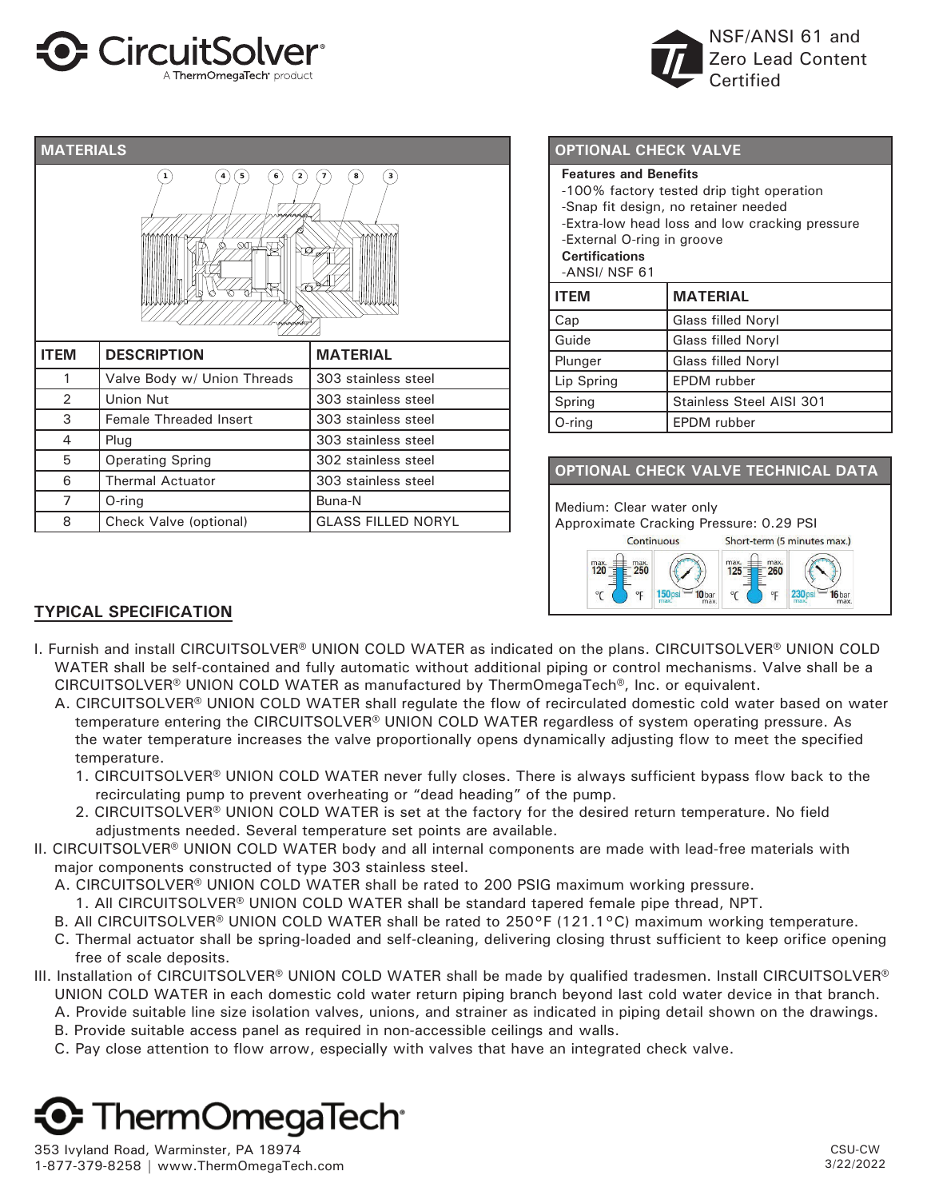CircuitSolver®
A ThermOmegaTech® product

NSF/ANSI 61 and Zero Lead Content Certified

## MATERIALS

1 4 5 6 2 7 8 3

| ITEM | DESCRIPTION | MATERIAL |
|---|---|---|
| 1 | Valve Body w/ Union Threads | 303 stainless steel |
| 2 | Union Nut | 303 stainless steel |
| 3 | Female Threaded Insert | 303 stainless steel |
| 4 | Plug | 303 stainless steel |
| 5 | Operating Spring | 302 stainless steel |
| 6 | Thermal Actuator | 303 stainless steel |
| 7 | O-ring | Buna-N |
| 8 | Check Valve (optional) | GLASS FILLED NORYL |

## OPTIONAL CHECK VALVE

**Features and Benefits**

-100% factory tested drip tight operation
-Snap fit design, no retainer needed
-Extra-low head loss and low cracking pressure
-External O-ring in groove

**Certifications**

-ANSI/ NSF 61

| ITEM | MATERIAL |
|---|---|
| Cap | Glass filled Noryl |
| Guide | Glass filled Noryl |
| Plunger | Glass filled Noryl |
| Lip Spring | EPDM rubber |
| Spring | Stainless Steel AISI 301 |
| O-ring | EPDM rubber |

## OPTIONAL CHECK VALVE TECHNICAL DATA

Medium: Clear water only
Approximate Cracking Pressure: 0.29 PSI

Continuous
max. 120 °C
max. 250 °F
150psi max.
10bar max.

Short-term (5 minutes max.)
max. 125 °C
max. 260 °F
230psi max.
16bar max.

## TYPICAL SPECIFICATION

I. Furnish and install CIRCUITSOLVER® UNION COLD WATER as indicated on the plans. CIRCUITSOLVER® UNION COLD WATER shall be self-contained and fully automatic without additional piping or control mechanisms. Valve shall be a CIRCUITSOLVER® UNION COLD WATER as manufactured by ThermOmegaTech®, Inc. or equivalent.
  A. CIRCUITSOLVER® UNION COLD WATER shall regulate the flow of recirculated domestic cold water based on water temperature entering the CIRCUITSOLVER® UNION COLD WATER regardless of system operating pressure. As the water temperature increases the valve proportionally opens dynamically adjusting flow to meet the specified temperature.
    1. CIRCUITSOLVER® UNION COLD WATER never fully closes. There is always sufficient bypass flow back to the recirculating pump to prevent overheating or "dead heading" of the pump.
    2. CIRCUITSOLVER® UNION COLD WATER is set at the factory for the desired return temperature. No field adjustments needed. Several temperature set points are available.

II. CIRCUITSOLVER® UNION COLD WATER body and all internal components are made with lead-free materials with major components constructed of type 303 stainless steel.
  A. CIRCUITSOLVER® UNION COLD WATER shall be rated to 200 PSIG maximum working pressure.
    1. All CIRCUITSOLVER® UNION COLD WATER shall be standard tapered female pipe thread, NPT.
  B. All CIRCUITSOLVER® UNION COLD WATER shall be rated to 250°F (121.1°C) maximum working temperature.
  C. Thermal actuator shall be spring-loaded and self-cleaning, delivering closing thrust sufficient to keep orifice opening free of scale deposits.

III. Installation of CIRCUITSOLVER® UNION COLD WATER shall be made by qualified tradesmen. Install CIRCUITSOLVER® UNION COLD WATER in each domestic cold water return piping branch beyond last cold water device in that branch.
  A. Provide suitable line size isolation valves, unions, and strainer as indicated in piping detail shown on the drawings.
  B. Provide suitable access panel as required in non-accessible ceilings and walls.
  C. Pay close attention to flow arrow, especially with valves that have an integrated check valve.

ThermOmegaTech®
353 Ivyland Road, Warminster, PA 18974
1-877-379-8258 | www.ThermOmegaTech.com

CSU-CW
3/22/2022